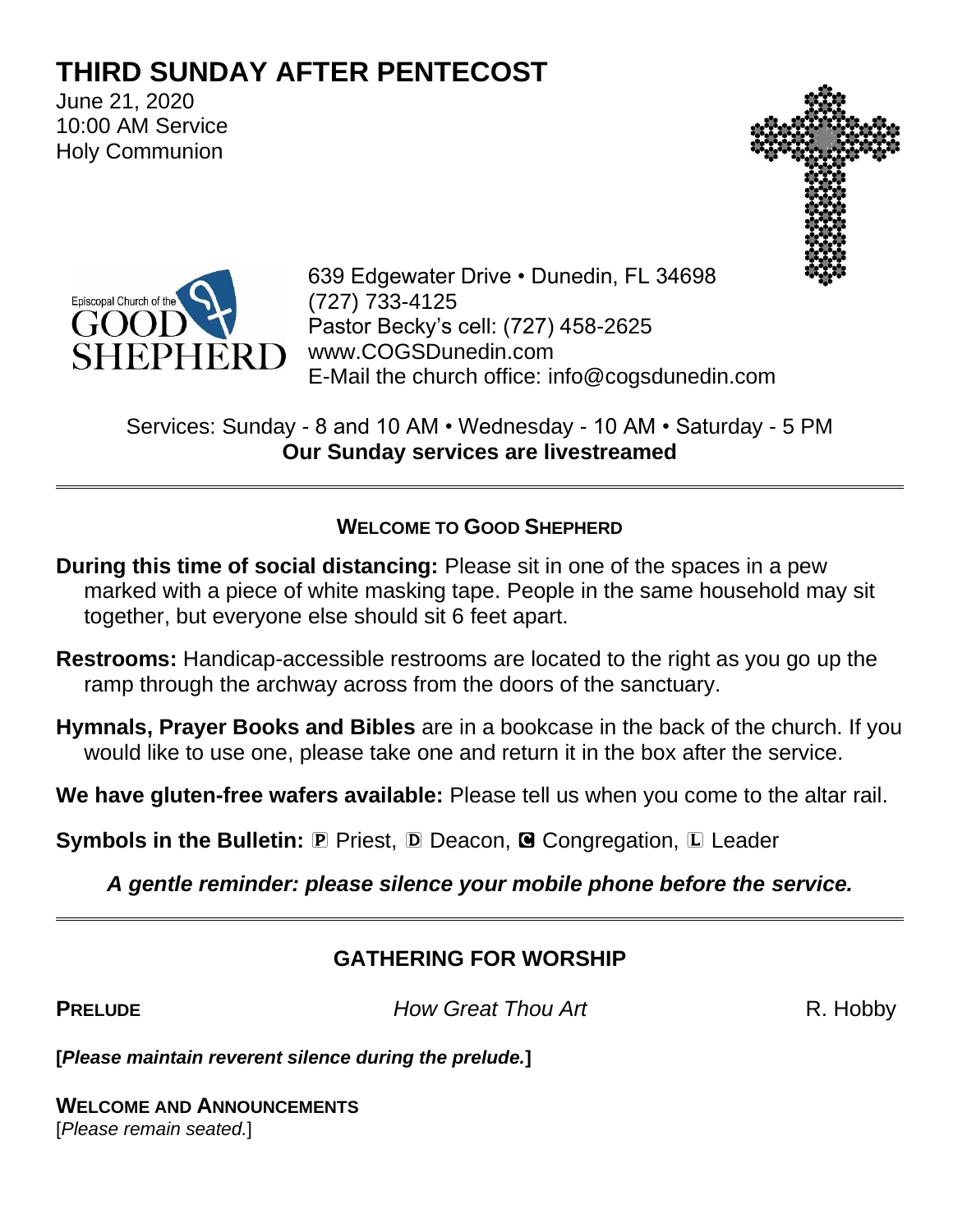# THIRD SUNDAY AFTER PENTECOST

June 21, 2020
10:00 AM Service
Holy Communion

Episcopal Church of the GOOD SHEPHERD

639 Edgewater Drive • Dunedin, FL 34698
(727) 733-4125
Pastor Becky's cell: (727) 458-2625
www.COGSDunedin.com
E-Mail the church office: info@cogsdunedin.com

Services: Sunday - 8 and 10 AM • Wednesday - 10 AM • Saturday - 5 PM
**Our Sunday services are livestreamed**

---

### WELCOME TO GOOD SHEPHERD

**During this time of social distancing:** Please sit in one of the spaces in a pew marked with a piece of white masking tape. People in the same household may sit together, but everyone else should sit 6 feet apart.

**Restrooms:** Handicap-accessible restrooms are located to the right as you go up the ramp through the archway across from the doors of the sanctuary.

**Hymnals, Prayer Books and Bibles** are in a bookcase in the back of the church. If you would like to use one, please take one and return it in the box after the service.

**We have gluten-free wafers available:** Please tell us when you come to the altar rail.

**Symbols in the Bulletin:** Ⓟ Priest, Ⓓ Deacon, Ⓒ Congregation, Ⓛ Leader

***A gentle reminder: please silence your mobile phone before the service.***

---

## GATHERING FOR WORSHIP

**PRELUDE** *How Great Thou Art* R. Hobby

**[*Please maintain reverent silence during the prelude.*]**

**WELCOME AND ANNOUNCEMENTS**
[*Please remain seated.*]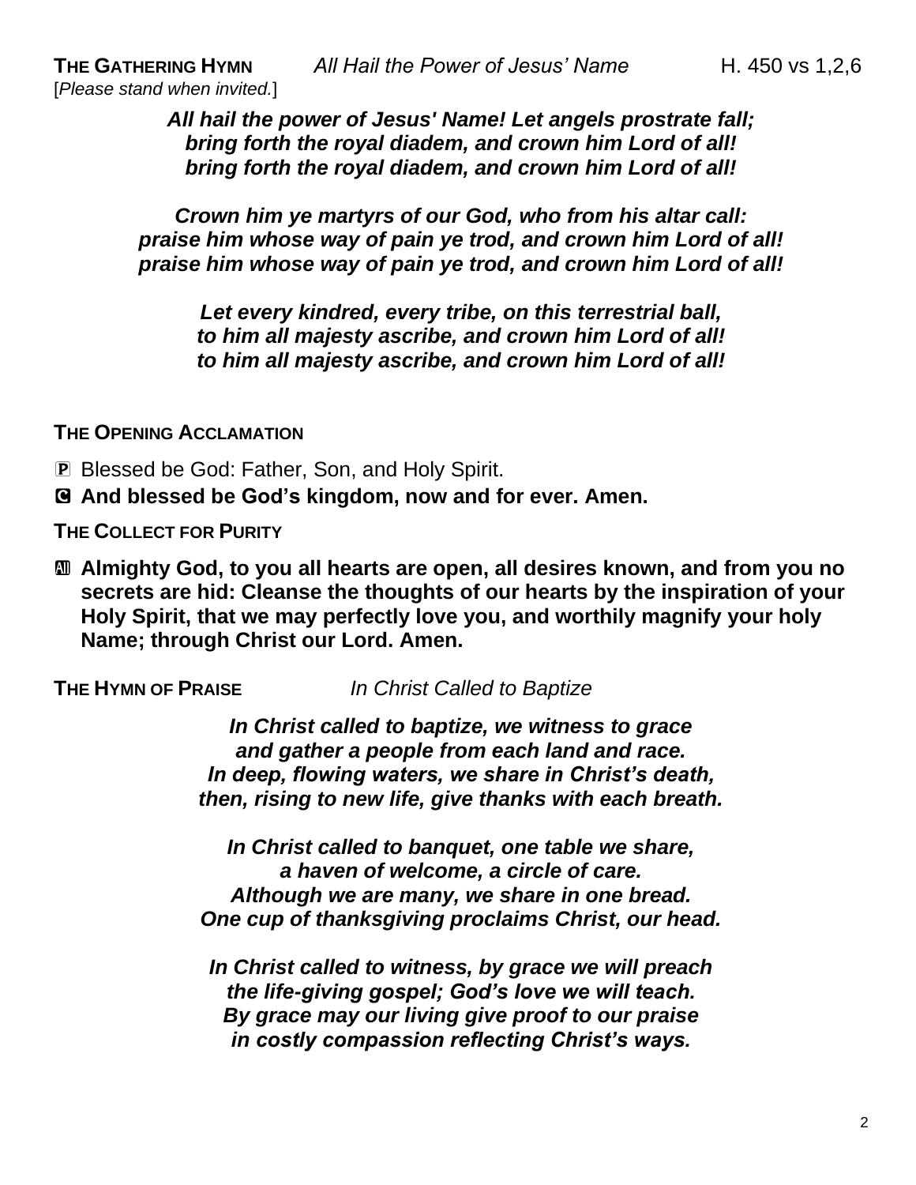**THE GATHERING HYMN** *All Hail the Power of Jesus' Name* H. 450 vs 1,2,6

[*Please stand when invited.*]

***All hail the power of Jesus' Name! Let angels prostrate fall;***
***bring forth the royal diadem, and crown him Lord of all!***
***bring forth the royal diadem, and crown him Lord of all!***

***Crown him ye martyrs of our God, who from his altar call:***
***praise him whose way of pain ye trod, and crown him Lord of all!***
***praise him whose way of pain ye trod, and crown him Lord of all!***

***Let every kindred, every tribe, on this terrestrial ball,***
***to him all majesty ascribe, and crown him Lord of all!***
***to him all majesty ascribe, and crown him Lord of all!***

**THE OPENING ACCLAMATION**

P Blessed be God: Father, Son, and Holy Spirit.

C **And blessed be God's kingdom, now and for ever. Amen.**

**THE COLLECT FOR PURITY**

All **Almighty God, to you all hearts are open, all desires known, and from you no secrets are hid: Cleanse the thoughts of our hearts by the inspiration of your Holy Spirit, that we may perfectly love you, and worthily magnify your holy Name; through Christ our Lord. Amen.**

**THE HYMN OF PRAISE** *In Christ Called to Baptize*

***In Christ called to baptize, we witness to grace***
***and gather a people from each land and race.***
***In deep, flowing waters, we share in Christ's death,***
***then, rising to new life, give thanks with each breath.***

***In Christ called to banquet, one table we share,***
***a haven of welcome, a circle of care.***
***Although we are many, we share in one bread.***
***One cup of thanksgiving proclaims Christ, our head.***

***In Christ called to witness, by grace we will preach***
***the life-giving gospel; God's love we will teach.***
***By grace may our living give proof to our praise***
***in costly compassion reflecting Christ's ways.***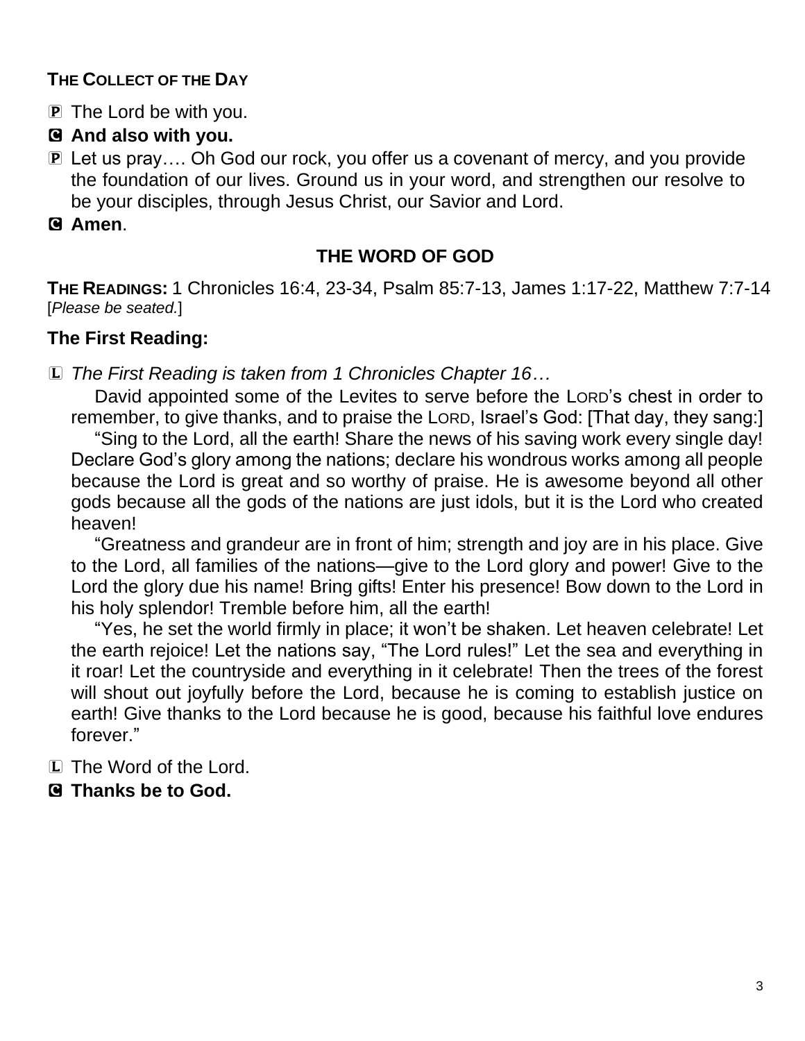**THE COLLECT OF THE DAY**

P The Lord be with you.

**C And also with you.**

P Let us pray…. Oh God our rock, you offer us a covenant of mercy, and you provide the foundation of our lives. Ground us in your word, and strengthen our resolve to be your disciples, through Jesus Christ, our Savior and Lord.

**C Amen**.

## THE WORD OF GOD

**THE READINGS:** 1 Chronicles 16:4, 23-34, Psalm 85:7-13, James 1:17-22, Matthew 7:7-14 [*Please be seated.*]

### The First Reading:

L *The First Reading is taken from 1 Chronicles Chapter 16…*

David appointed some of the Levites to serve before the LORD's chest in order to remember, to give thanks, and to praise the LORD, Israel's God: [That day, they sang:]

"Sing to the Lord, all the earth! Share the news of his saving work every single day! Declare God's glory among the nations; declare his wondrous works among all people because the Lord is great and so worthy of praise. He is awesome beyond all other gods because all the gods of the nations are just idols, but it is the Lord who created heaven!

"Greatness and grandeur are in front of him; strength and joy are in his place. Give to the Lord, all families of the nations—give to the Lord glory and power! Give to the Lord the glory due his name! Bring gifts! Enter his presence! Bow down to the Lord in his holy splendor! Tremble before him, all the earth!

"Yes, he set the world firmly in place; it won't be shaken. Let heaven celebrate! Let the earth rejoice! Let the nations say, "The Lord rules!" Let the sea and everything in it roar! Let the countryside and everything in it celebrate! Then the trees of the forest will shout out joyfully before the Lord, because he is coming to establish justice on earth! Give thanks to the Lord because he is good, because his faithful love endures forever."

L The Word of the Lord.

**C Thanks be to God.**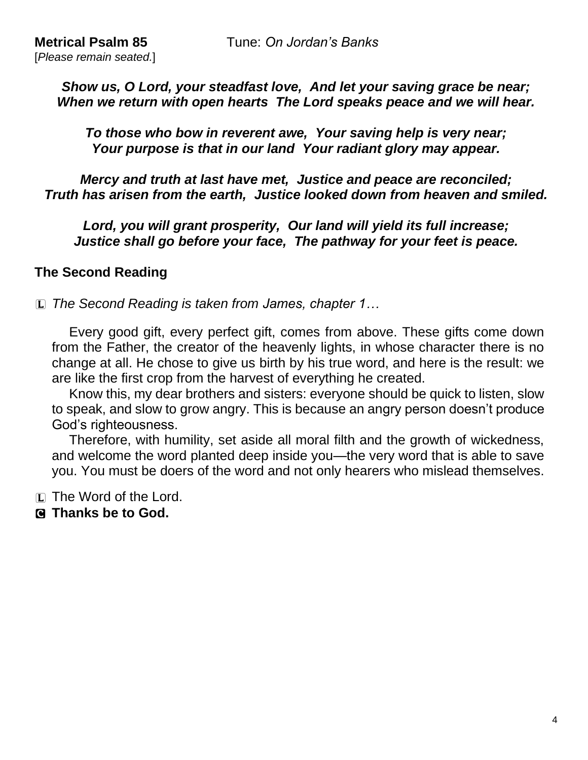**Metrical Psalm 85** Tune: *On Jordan's Banks*

[*Please remain seated.*]

***Show us, O Lord, your steadfast love, And let your saving grace be near;***
***When we return with open hearts The Lord speaks peace and we will hear.***

***To those who bow in reverent awe, Your saving help is very near;***
***Your purpose is that in our land Your radiant glory may appear.***

***Mercy and truth at last have met, Justice and peace are reconciled;***
***Truth has arisen from the earth, Justice looked down from heaven and smiled.***

***Lord, you will grant prosperity, Our land will yield its full increase;***
***Justice shall go before your face, The pathway for your feet is peace.***

## The Second Reading

L *The Second Reading is taken from James, chapter 1…*

Every good gift, every perfect gift, comes from above. These gifts come down from the Father, the creator of the heavenly lights, in whose character there is no change at all. He chose to give us birth by his true word, and here is the result: we are like the first crop from the harvest of everything he created.

Know this, my dear brothers and sisters: everyone should be quick to listen, slow to speak, and slow to grow angry. This is because an angry person doesn't produce God's righteousness.

Therefore, with humility, set aside all moral filth and the growth of wickedness, and welcome the word planted deep inside you—the very word that is able to save you. You must be doers of the word and not only hearers who mislead themselves.

L The Word of the Lord.

C **Thanks be to God.**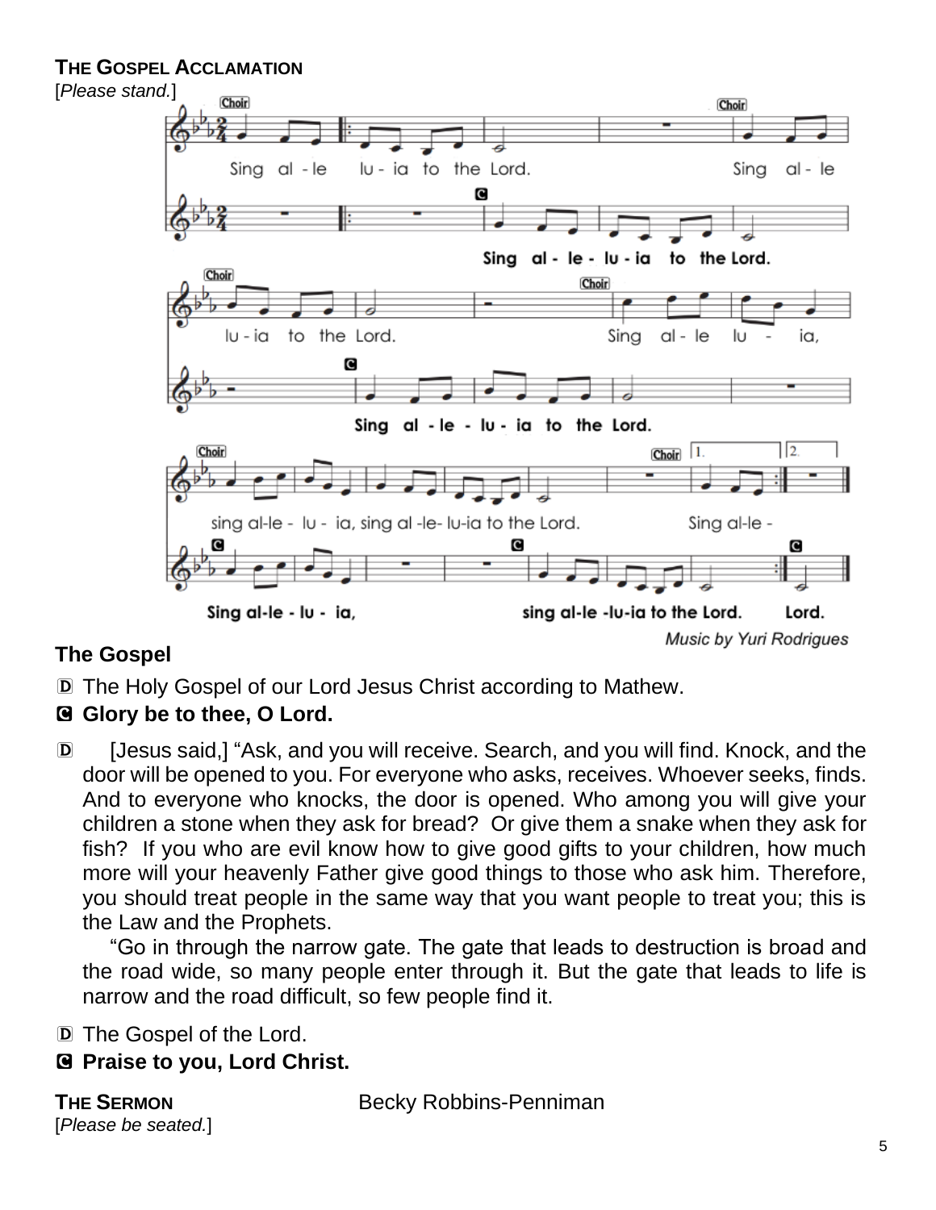**THE GOSPEL ACCLAMATION**
[*Please stand.*]

Music by Yuri Rodrigues

**The Gospel**

D The Holy Gospel of our Lord Jesus Christ according to Mathew.

**C Glory be to thee, O Lord.**

D [Jesus said,] "Ask, and you will receive. Search, and you will find. Knock, and the door will be opened to you. For everyone who asks, receives. Whoever seeks, finds. And to everyone who knocks, the door is opened. Who among you will give your children a stone when they ask for bread? Or give them a snake when they ask for fish? If you who are evil know how to give good gifts to your children, how much more will your heavenly Father give good things to those who ask him. Therefore, you should treat people in the same way that you want people to treat you; this is the Law and the Prophets.

"Go in through the narrow gate. The gate that leads to destruction is broad and the road wide, so many people enter through it. But the gate that leads to life is narrow and the road difficult, so few people find it.

D The Gospel of the Lord.

**C Praise to you, Lord Christ.**

**THE SERMON** Becky Robbins-Penniman
[*Please be seated.*]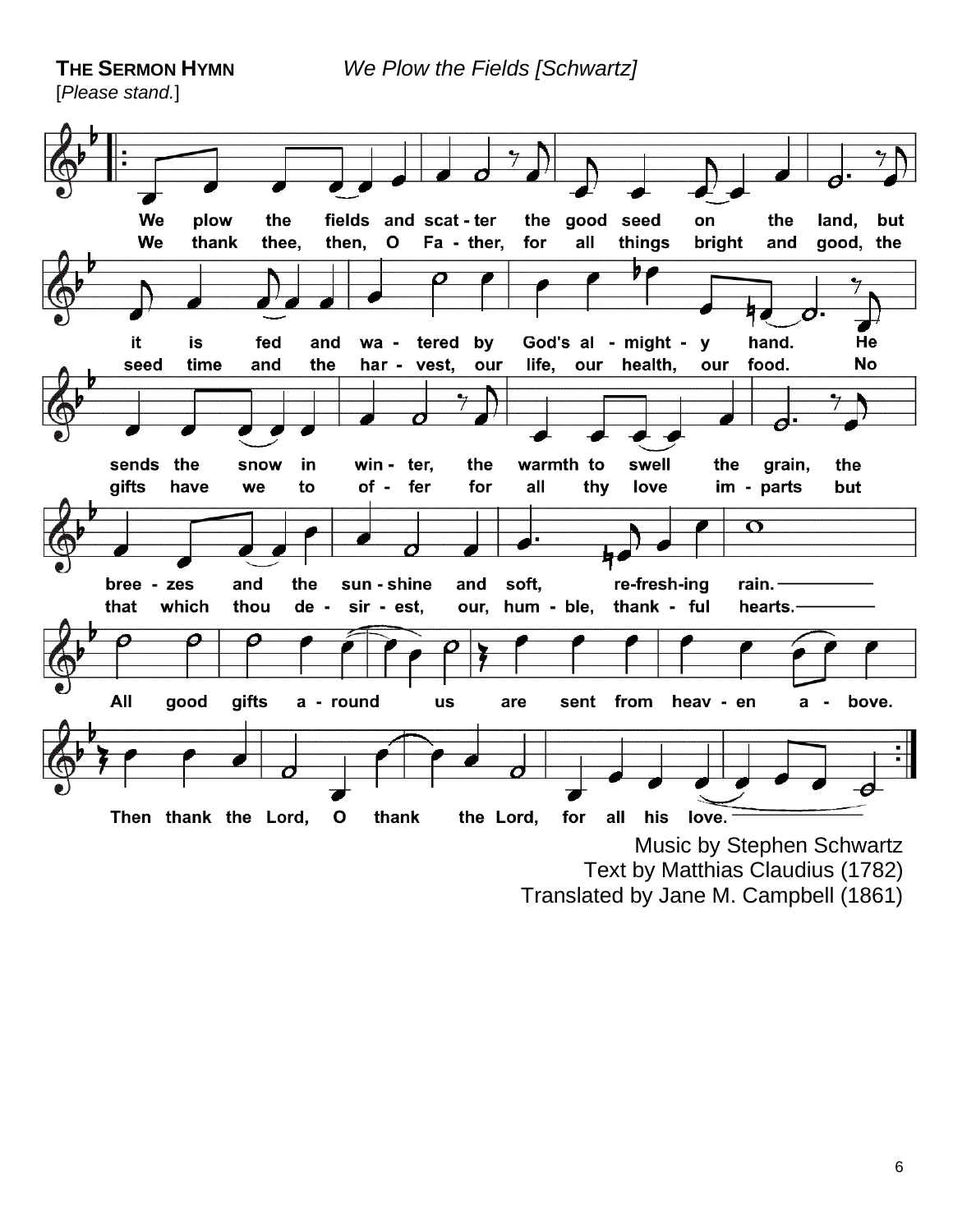**THE SERMON HYMN** *We Plow the Fields [Schwartz]*

[*Please stand.*]

We plow the fields and scat - ter the good seed on the land, but it is fed and wa - tered by God's al - might - y hand. He sends the snow in win - ter, the warmth to swell the grain, the bree - zes and the sun - shine and soft, re-fresh-ing rain.

We thank thee, then, O Fa - ther, for all things bright and good, the seed time and the har - vest, our life, our health, our food. No gifts have we to of - fer for all thy love im - parts but that which thou de - sir - est, our, hum - ble, thank - ful hearts.

All good gifts a - round us are sent from heav - en a - bove. Then thank the Lord, O thank the Lord, for all his love.

Music by Stephen Schwartz
Text by Matthias Claudius (1782)
Translated by Jane M. Campbell (1861)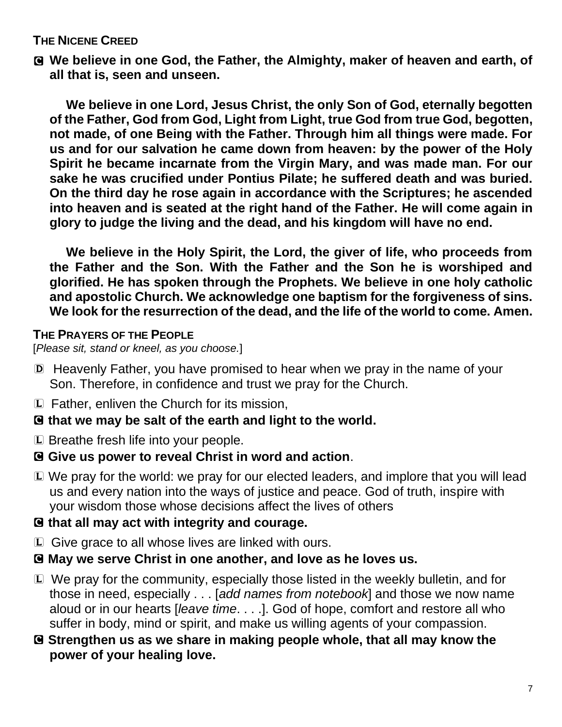**THE NICENE CREED**

Ⓒ **We believe in one God, the Father, the Almighty, maker of heaven and earth, of all that is, seen and unseen.**

**We believe in one Lord, Jesus Christ, the only Son of God, eternally begotten of the Father, God from God, Light from Light, true God from true God, begotten, not made, of one Being with the Father. Through him all things were made. For us and for our salvation he came down from heaven: by the power of the Holy Spirit he became incarnate from the Virgin Mary, and was made man. For our sake he was crucified under Pontius Pilate; he suffered death and was buried. On the third day he rose again in accordance with the Scriptures; he ascended into heaven and is seated at the right hand of the Father. He will come again in glory to judge the living and the dead, and his kingdom will have no end.**

**We believe in the Holy Spirit, the Lord, the giver of life, who proceeds from the Father and the Son. With the Father and the Son he is worshiped and glorified. He has spoken through the Prophets. We believe in one holy catholic and apostolic Church. We acknowledge one baptism for the forgiveness of sins. We look for the resurrection of the dead, and the life of the world to come. Amen.**

**THE PRAYERS OF THE PEOPLE**

[*Please sit, stand or kneel, as you choose.*]

Ⓓ Heavenly Father, you have promised to hear when we pray in the name of your Son. Therefore, in confidence and trust we pray for the Church.

Ⓛ Father, enliven the Church for its mission,

Ⓒ **that we may be salt of the earth and light to the world.**

Ⓛ Breathe fresh life into your people.

Ⓒ **Give us power to reveal Christ in word and action**.

Ⓛ We pray for the world: we pray for our elected leaders, and implore that you will lead us and every nation into the ways of justice and peace. God of truth, inspire with your wisdom those whose decisions affect the lives of others

Ⓒ **that all may act with integrity and courage.**

Ⓛ Give grace to all whose lives are linked with ours.

Ⓒ **May we serve Christ in one another, and love as he loves us.**

Ⓛ We pray for the community, especially those listed in the weekly bulletin, and for those in need, especially . . . [*add names from notebook*] and those we now name aloud or in our hearts [*leave time*. . . .]. God of hope, comfort and restore all who suffer in body, mind or spirit, and make us willing agents of your compassion.

Ⓒ **Strengthen us as we share in making people whole, that all may know the power of your healing love.**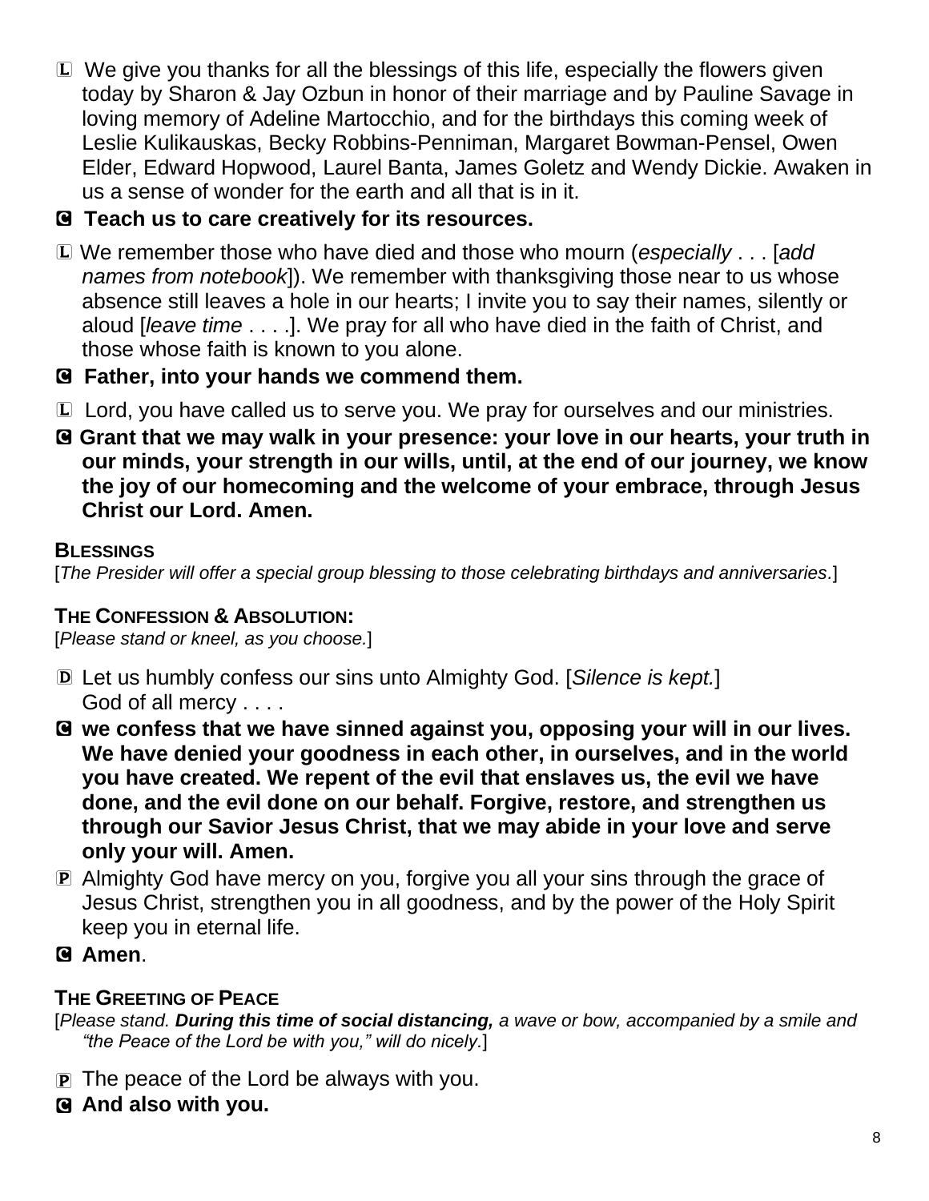L We give you thanks for all the blessings of this life, especially the flowers given today by Sharon & Jay Ozbun in honor of their marriage and by Pauline Savage in loving memory of Adeline Martocchio, and for the birthdays this coming week of Leslie Kulikauskas, Becky Robbins-Penniman, Margaret Bowman-Pensel, Owen Elder, Edward Hopwood, Laurel Banta, James Goletz and Wendy Dickie. Awaken in us a sense of wonder for the earth and all that is in it.

**C Teach us to care creatively for its resources.**

L We remember those who have died and those who mourn (*especially* . . . [*add names from notebook*]). We remember with thanksgiving those near to us whose absence still leaves a hole in our hearts; I invite you to say their names, silently or aloud [*leave time* . . . .]. We pray for all who have died in the faith of Christ, and those whose faith is known to you alone.

**C Father, into your hands we commend them.**

L Lord, you have called us to serve you. We pray for ourselves and our ministries.

**C Grant that we may walk in your presence: your love in our hearts, your truth in our minds, your strength in our wills, until, at the end of our journey, we know the joy of our homecoming and the welcome of your embrace, through Jesus Christ our Lord. Amen.**

**BLESSINGS**

[*The Presider will offer a special group blessing to those celebrating birthdays and anniversaries.*]

**THE CONFESSION & ABSOLUTION:**

[*Please stand or kneel, as you choose.*]

D Let us humbly confess our sins unto Almighty God. [*Silence is kept.*]
God of all mercy . . . .

**C we confess that we have sinned against you, opposing your will in our lives. We have denied your goodness in each other, in ourselves, and in the world you have created. We repent of the evil that enslaves us, the evil we have done, and the evil done on our behalf. Forgive, restore, and strengthen us through our Savior Jesus Christ, that we may abide in your love and serve only your will. Amen.**

P Almighty God have mercy on you, forgive you all your sins through the grace of Jesus Christ, strengthen you in all goodness, and by the power of the Holy Spirit keep you in eternal life.

**C Amen**.

**THE GREETING OF PEACE**

[*Please stand. **During this time of social distancing,** a wave or bow, accompanied by a smile and "the Peace of the Lord be with you," will do nicely.*]

P The peace of the Lord be always with you.

**C And also with you.**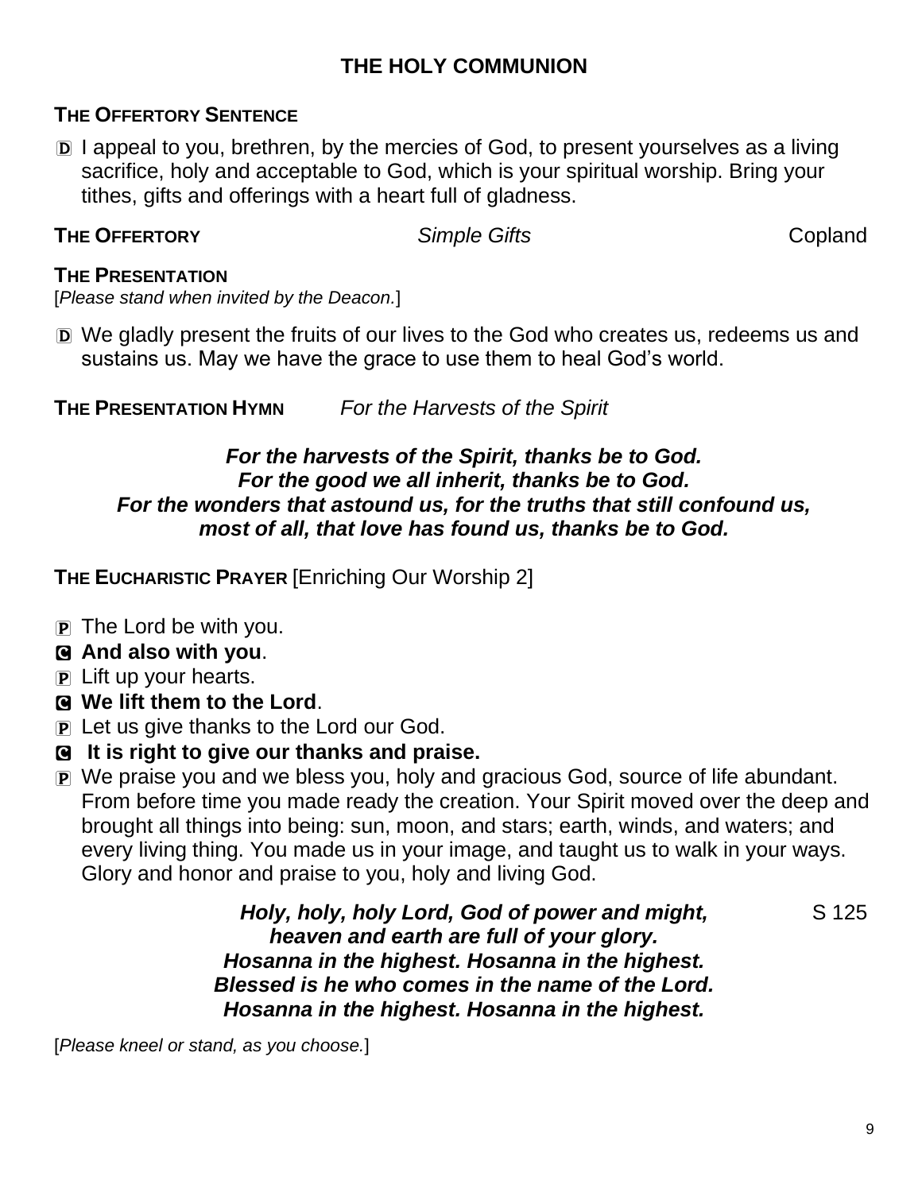# THE HOLY COMMUNION

**THE OFFERTORY SENTENCE**

D I appeal to you, brethren, by the mercies of God, to present yourselves as a living sacrifice, holy and acceptable to God, which is your spiritual worship. Bring your tithes, gifts and offerings with a heart full of gladness.

**THE OFFERTORY** *Simple Gifts* Copland

**THE PRESENTATION**

[*Please stand when invited by the Deacon.*]

D We gladly present the fruits of our lives to the God who creates us, redeems us and sustains us. May we have the grace to use them to heal God's world.

**THE PRESENTATION HYMN** *For the Harvests of the Spirit*

***For the harvests of the Spirit, thanks be to God.***
***For the good we all inherit, thanks be to God.***
***For the wonders that astound us, for the truths that still confound us,***
***most of all, that love has found us, thanks be to God.***

**THE EUCHARISTIC PRAYER** [Enriching Our Worship 2]

P The Lord be with you.

C **And also with you**.

P Lift up your hearts.

C **We lift them to the Lord**.

P Let us give thanks to the Lord our God.

C **It is right to give our thanks and praise.**

P We praise you and we bless you, holy and gracious God, source of life abundant. From before time you made ready the creation. Your Spirit moved over the deep and brought all things into being: sun, moon, and stars; earth, winds, and waters; and every living thing. You made us in your image, and taught us to walk in your ways. Glory and honor and praise to you, holy and living God.

***Holy, holy, holy Lord, God of power and might,*** S 125
***heaven and earth are full of your glory.***
***Hosanna in the highest. Hosanna in the highest.***
***Blessed is he who comes in the name of the Lord.***
***Hosanna in the highest. Hosanna in the highest.***

[*Please kneel or stand, as you choose.*]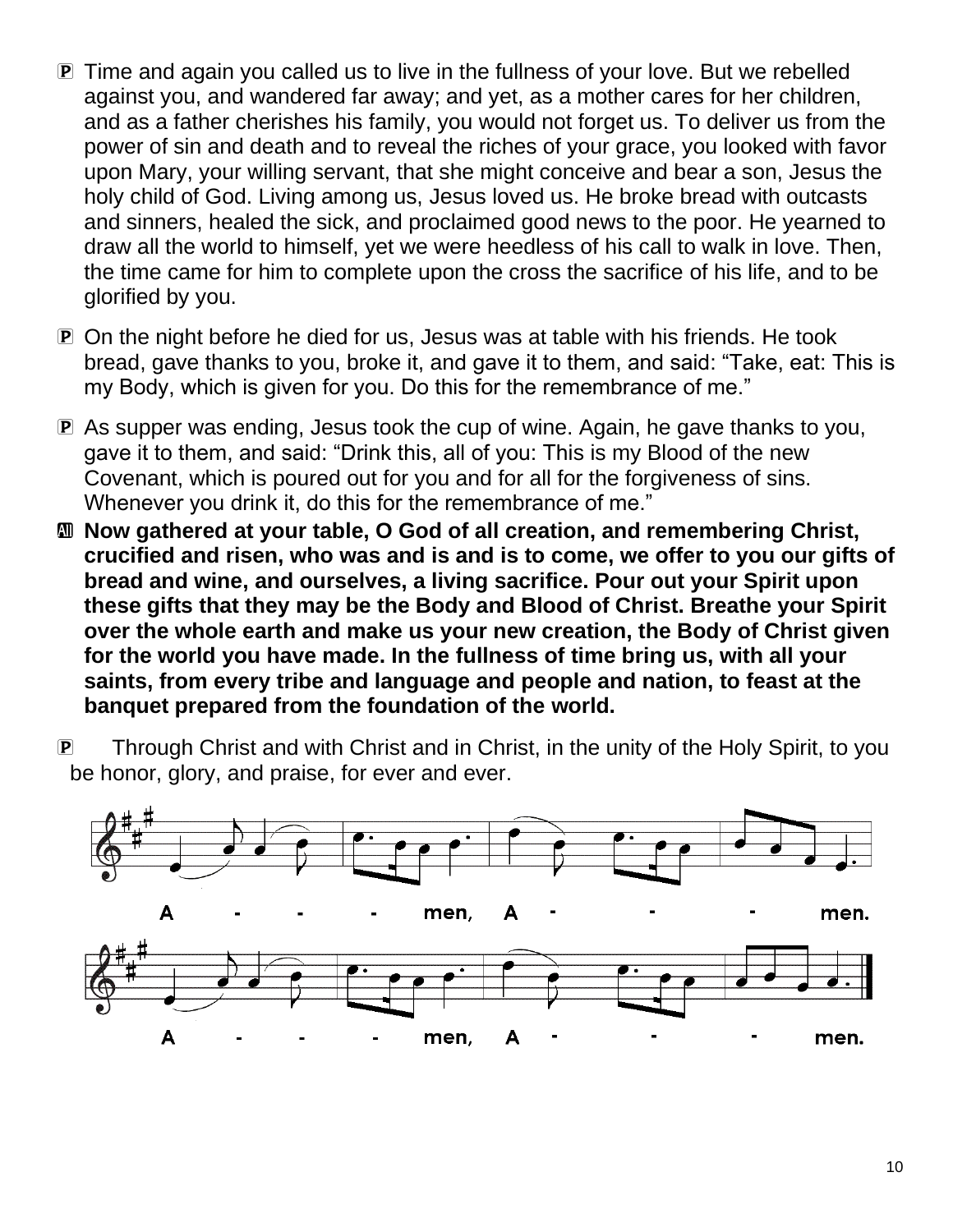P Time and again you called us to live in the fullness of your love. But we rebelled against you, and wandered far away; and yet, as a mother cares for her children, and as a father cherishes his family, you would not forget us. To deliver us from the power of sin and death and to reveal the riches of your grace, you looked with favor upon Mary, your willing servant, that she might conceive and bear a son, Jesus the holy child of God. Living among us, Jesus loved us. He broke bread with outcasts and sinners, healed the sick, and proclaimed good news to the poor. He yearned to draw all the world to himself, yet we were heedless of his call to walk in love. Then, the time came for him to complete upon the cross the sacrifice of his life, and to be glorified by you.

P On the night before he died for us, Jesus was at table with his friends. He took bread, gave thanks to you, broke it, and gave it to them, and said: "Take, eat: This is my Body, which is given for you. Do this for the remembrance of me."

P As supper was ending, Jesus took the cup of wine. Again, he gave thanks to you, gave it to them, and said: "Drink this, all of you: This is my Blood of the new Covenant, which is poured out for you and for all for the forgiveness of sins. Whenever you drink it, do this for the remembrance of me."

All **Now gathered at your table, O God of all creation, and remembering Christ, crucified and risen, who was and is and is to come, we offer to you our gifts of bread and wine, and ourselves, a living sacrifice. Pour out your Spirit upon these gifts that they may be the Body and Blood of Christ. Breathe your Spirit over the whole earth and make us your new creation, the Body of Christ given for the world you have made. In the fullness of time bring us, with all your saints, from every tribe and language and people and nation, to feast at the banquet prepared from the foundation of the world.**

P Through Christ and with Christ and in Christ, in the unity of the Holy Spirit, to you be honor, glory, and praise, for ever and ever.

A - - - men, A - - - men.

A - - - men, A - - - men.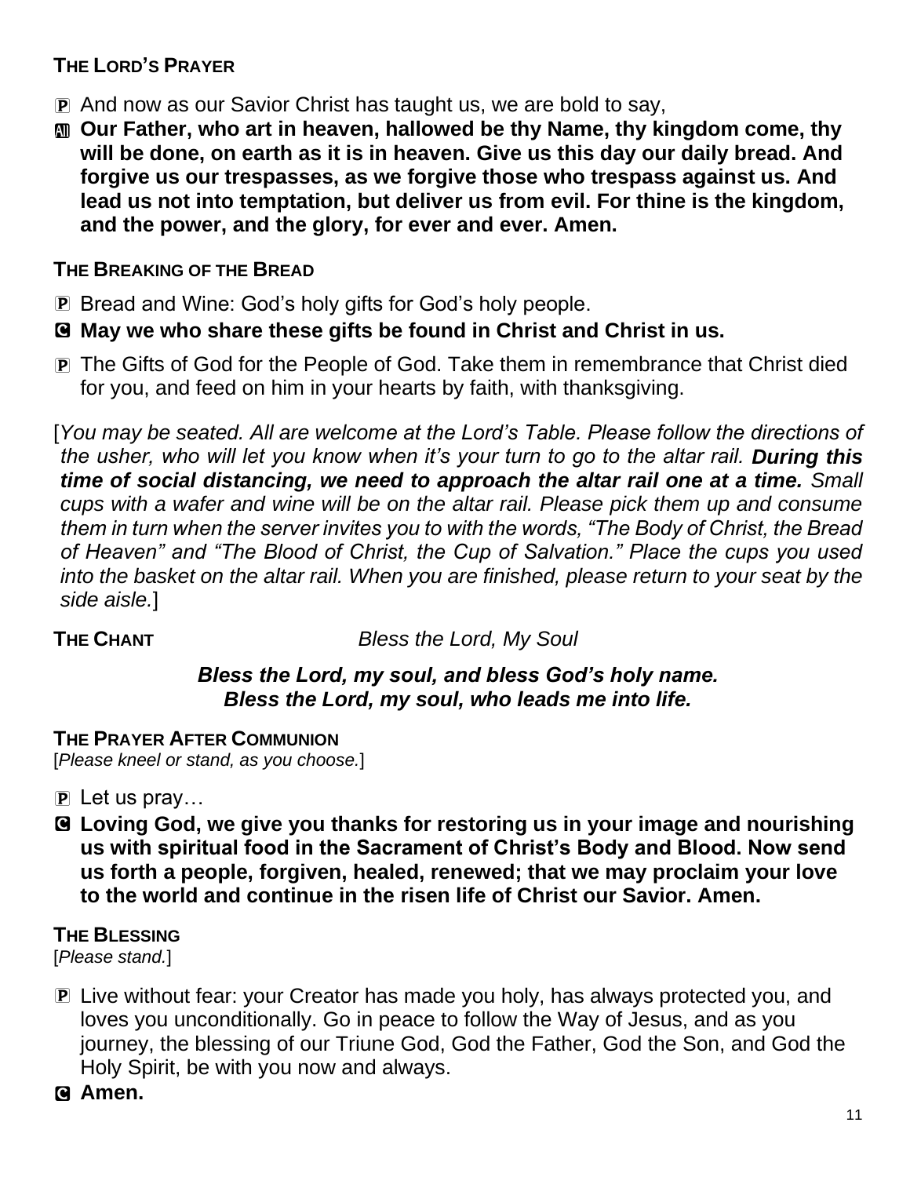**THE LORD'S PRAYER**

P And now as our Savior Christ has taught us, we are bold to say,

All **Our Father, who art in heaven, hallowed be thy Name, thy kingdom come, thy will be done, on earth as it is in heaven. Give us this day our daily bread. And forgive us our trespasses, as we forgive those who trespass against us. And lead us not into temptation, but deliver us from evil. For thine is the kingdom, and the power, and the glory, for ever and ever. Amen.**

**THE BREAKING OF THE BREAD**

P Bread and Wine: God's holy gifts for God's holy people.

C **May we who share these gifts be found in Christ and Christ in us.**

P The Gifts of God for the People of God. Take them in remembrance that Christ died for you, and feed on him in your hearts by faith, with thanksgiving.

[*You may be seated. All are welcome at the Lord's Table. Please follow the directions of the usher, who will let you know when it's your turn to go to the altar rail.* ***During this time of social distancing, we need to approach the altar rail one at a time.*** *Small cups with a wafer and wine will be on the altar rail. Please pick them up and consume them in turn when the server invites you to with the words, "The Body of Christ, the Bread of Heaven" and "The Blood of Christ, the Cup of Salvation." Place the cups you used into the basket on the altar rail. When you are finished, please return to your seat by the side aisle.*]

**THE CHANT** *Bless the Lord, My Soul*

***Bless the Lord, my soul, and bless God's holy name.***
***Bless the Lord, my soul, who leads me into life.***

**THE PRAYER AFTER COMMUNION**
[*Please kneel or stand, as you choose.*]

P Let us pray…

C **Loving God, we give you thanks for restoring us in your image and nourishing us with spiritual food in the Sacrament of Christ's Body and Blood. Now send us forth a people, forgiven, healed, renewed; that we may proclaim your love to the world and continue in the risen life of Christ our Savior. Amen.**

**THE BLESSING**
[*Please stand.*]

P Live without fear: your Creator has made you holy, has always protected you, and loves you unconditionally. Go in peace to follow the Way of Jesus, and as you journey, the blessing of our Triune God, God the Father, God the Son, and God the Holy Spirit, be with you now and always.

C **Amen.**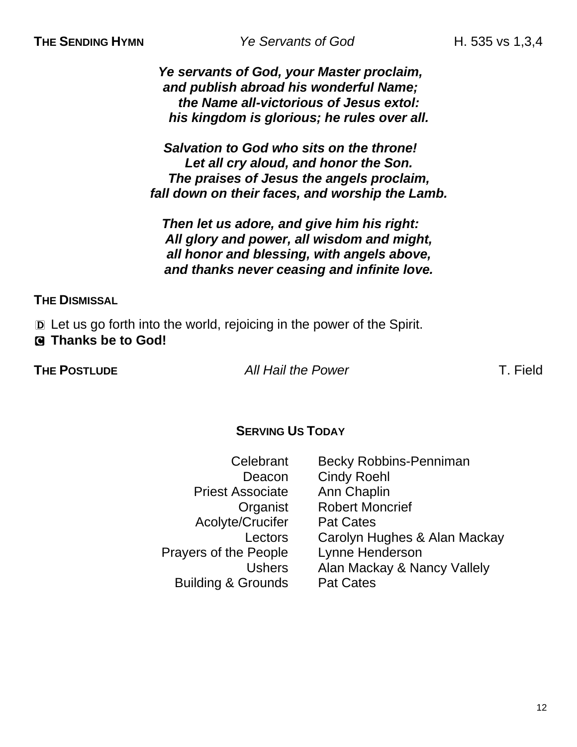**THE SENDING HYMN** *Ye Servants of God* H. 535 vs 1,3,4

***Ye servants of God, your Master proclaim,***
***and publish abroad his wonderful Name;***
***the Name all-victorious of Jesus extol:***
***his kingdom is glorious; he rules over all.***

***Salvation to God who sits on the throne!***
***Let all cry aloud, and honor the Son.***
***The praises of Jesus the angels proclaim,***
***fall down on their faces, and worship the Lamb.***

***Then let us adore, and give him his right:***
***All glory and power, all wisdom and might,***
***all honor and blessing, with angels above,***
***and thanks never ceasing and infinite love.***

**THE DISMISSAL**

D Let us go forth into the world, rejoicing in the power of the Spirit.
C **Thanks be to God!**

**THE POSTLUDE** *All Hail the Power* T. Field

**SERVING US TODAY**

| | |
|---|---|
| Celebrant | Becky Robbins-Penniman |
| Deacon | Cindy Roehl |
| Priest Associate | Ann Chaplin |
| Organist | Robert Moncrief |
| Acolyte/Crucifer | Pat Cates |
| Lectors | Carolyn Hughes & Alan Mackay |
| Prayers of the People | Lynne Henderson |
| Ushers | Alan Mackay & Nancy Vallely |
| Building & Grounds | Pat Cates |